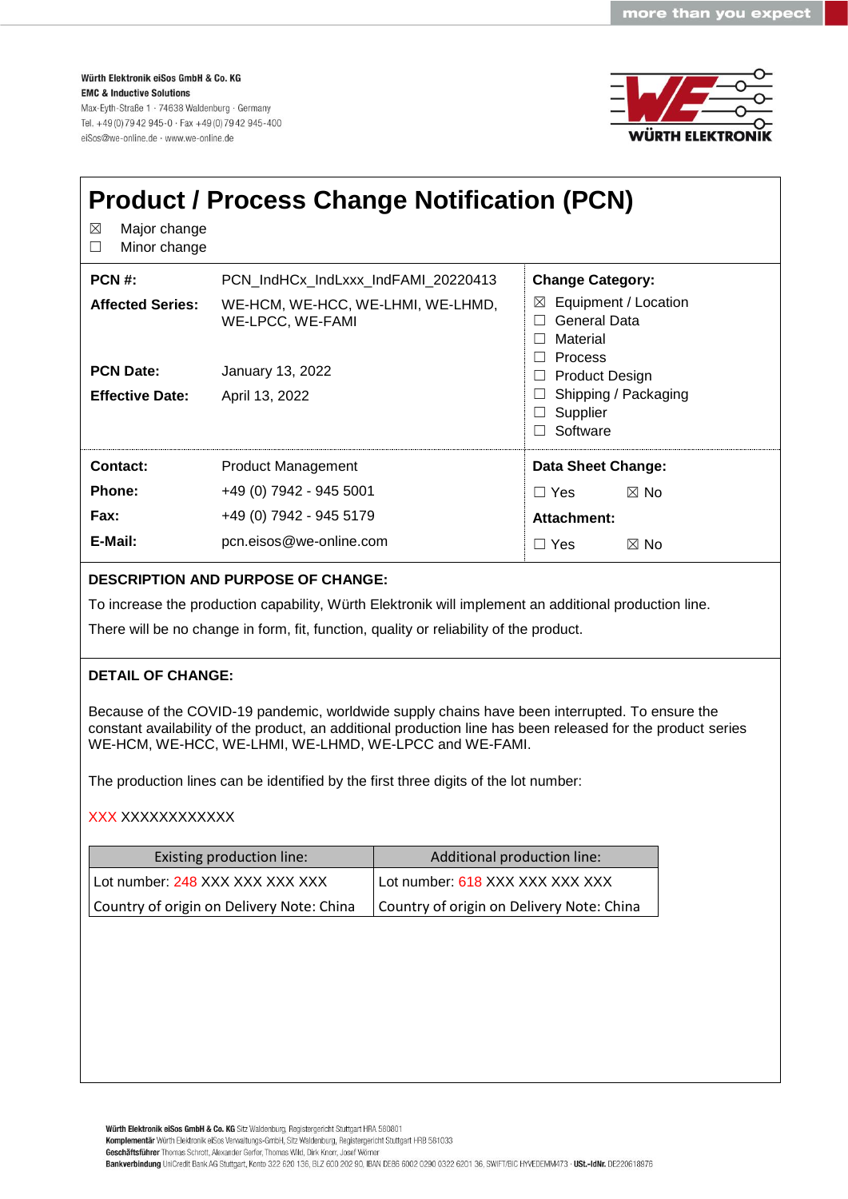Würth Elektronik eiSos GmbH & Co. KG
EMC & Inductive Solutions
Max-Eyth-Straße 1 · 74638 Waldenburg · Germany
Tel. +49 (0) 79 42 945-0 · Fax +49 (0) 79 42 945-400
eiSos@we-online.de · www.we-online.de

# Product / Process Change Notification (PCN)

☒ Major change
☐ Minor change

| | |
|---|---|
| **PCN #:** | PCN_IndHCx_IndLxxx_IndFAMI_20220413 |
| **Affected Series:** | WE-HCM, WE-HCC, WE-LHMI, WE-LHMD, WE-LPCC, WE-FAMI |
| **PCN Date:** | January 13, 2022 |
| **Effective Date:** | April 13, 2022 |

**Change Category:**

☒ Equipment / Location
☐ General Data
☐ Material
☐ Process
☐ Product Design
☐ Shipping / Packaging
☐ Supplier
☐ Software

| | |
|---|---|
| **Contact:** | Product Management |
| **Phone:** | +49 (0) 7942 - 945 5001 |
| **Fax:** | +49 (0) 7942 - 945 5179 |
| **E-Mail:** | pcn.eisos@we-online.com |

**Data Sheet Change:**

☐ Yes ☒ No

**Attachment:**

☐ Yes ☒ No

**DESCRIPTION AND PURPOSE OF CHANGE:**

To increase the production capability, Würth Elektronik will implement an additional production line.

There will be no change in form, fit, function, quality or reliability of the product.

**DETAIL OF CHANGE:**

Because of the COVID-19 pandemic, worldwide supply chains have been interrupted. To ensure the constant availability of the product, an additional production line has been released for the product series WE-HCM, WE-HCC, WE-LHMI, WE-LHMD, WE-LPCC and WE-FAMI.

The production lines can be identified by the first three digits of the lot number:

XXX XXXXXXXXXXXX

| Existing production line: | Additional production line: |
|---|---|
| Lot number: 248 XXX XXX XXX XXX | Lot number: 618 XXX XXX XXX XXX |
| Country of origin on Delivery Note: China | Country of origin on Delivery Note: China |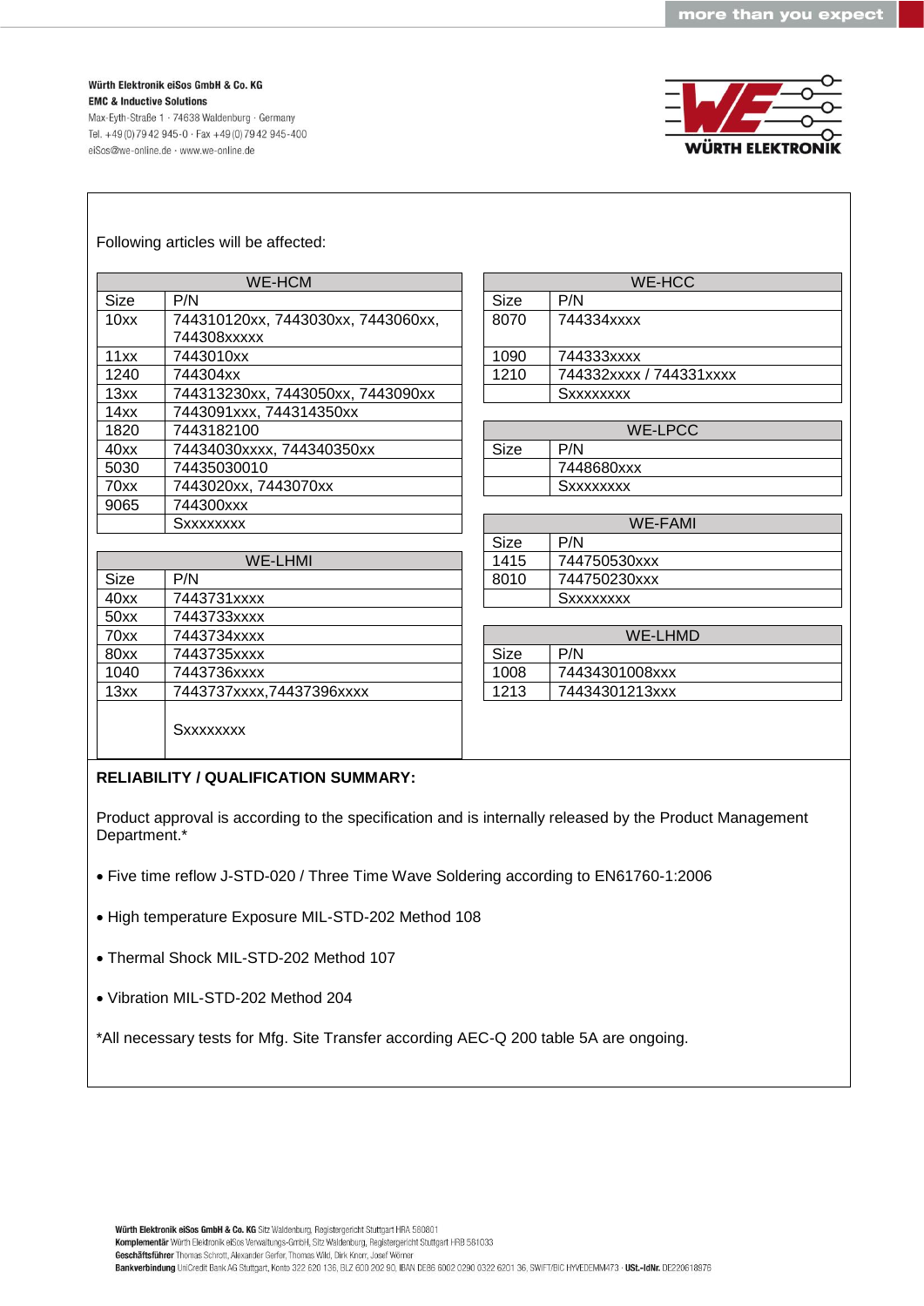Würth Elektronik eiSos GmbH & Co. KG
EMC & Inductive Solutions
Max-Eyth-Straße 1 · 74638 Waldenburg · Germany
Tel. +49 (0) 79 42 945-0 · Fax +49 (0) 79 42 945-400
eiSos@we-online.de · www.we-online.de

Following articles will be affected:

| WE-HCM | |
|---|---|
| Size | P/N |
| 10xx | 744310120xx, 7443030xx, 7443060xx, 744308xxxxx |
| 11xx | 7443010xx |
| 1240 | 744304xx |
| 13xx | 744313230xx, 7443050xx, 7443090xx |
| 14xx | 7443091xxx, 744314350xx |
| 1820 | 7443182100 |
| 40xx | 74434030xxxx, 744340350xx |
| 5030 | 74435030010 |
| 70xx | 7443020xx, 7443070xx |
| 9065 | 744300xxx |
| | Sxxxxxxxx |

| WE-LHMI | |
|---|---|
| Size | P/N |
| 40xx | 7443731xxxx |
| 50xx | 7443733xxxx |
| 70xx | 7443734xxxx |
| 80xx | 7443735xxxx |
| 1040 | 7443736xxxx |
| 13xx | 7443737xxxx,74437396xxxx |
| | Sxxxxxxxx |

| WE-HCC | |
|---|---|
| Size | P/N |
| 8070 | 744334xxxx |
| 1090 | 744333xxxx |
| 1210 | 744332xxxx / 744331xxxx |
| | Sxxxxxxxx |

| WE-LPCC | |
|---|---|
| Size | P/N |
| | 7448680xxx |
| | Sxxxxxxxx |

| WE-FAMI | |
|---|---|
| Size | P/N |
| 1415 | 744750530xxx |
| 8010 | 744750230xxx |
| | Sxxxxxxxx |

| WE-LHMD | |
|---|---|
| Size | P/N |
| 1008 | 74434301008xxx |
| 1213 | 74434301213xxx |

**RELIABILITY / QUALIFICATION SUMMARY:**

Product approval is according to the specification and is internally released by the Product Management Department.*

- Five time reflow J-STD-020 / Three Time Wave Soldering according to EN61760-1:2006
- High temperature Exposure MIL-STD-202 Method 108
- Thermal Shock MIL-STD-202 Method 107
- Vibration MIL-STD-202 Method 204

*All necessary tests for Mfg. Site Transfer according AEC-Q 200 table 5A are ongoing.

**Würth Elektronik eiSos GmbH & Co. KG** Sitz Waldenburg, Registergericht Stuttgart HRA 580801
**Komplementär** Würth Elektronik eiSos Verwaltungs-GmbH, Sitz Waldenburg, Registergericht Stuttgart HRB 581033
**Geschäftsführer** Thomas Schrott, Alexander Gerfer, Thomas Wild, Dirk Knorr, Josef Wörner
**Bankverbindung** UniCredit Bank AG Stuttgart, Konto 322 620 136, BLZ 600 202 90, IBAN DE86 6002 0290 0322 6201 36, SWIFT/BIC HYVEDEMM473 · **USt.-IdNr.** DE220618976